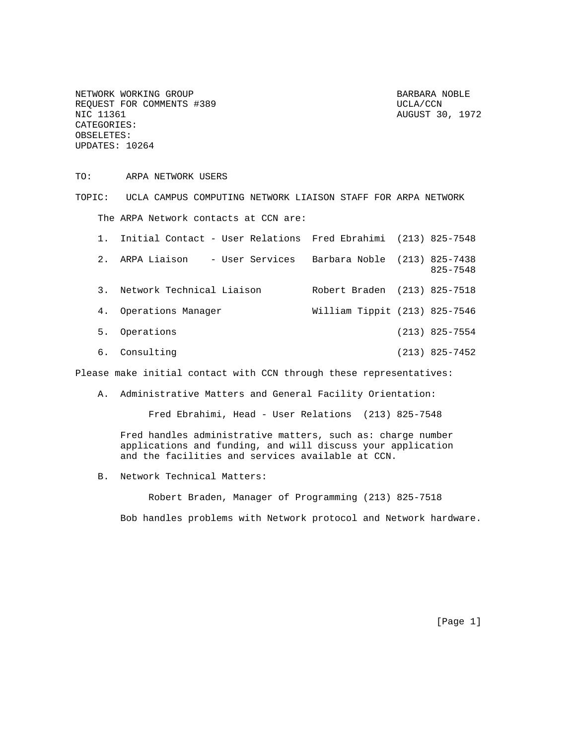NETWORK WORKING GROUP
REQUEST FOR COMMENTS #389
NIC 11361
CATEGORIES:
OBSELETES:
UPDATES: 10264

BARBARA NOBLE
UCLA/CCN
AUGUST 30, 1972

TO: ARPA NETWORK USERS

TOPIC: UCLA CAMPUS COMPUTING NETWORK LIAISON STAFF FOR ARPA NETWORK

The ARPA Network contacts at CCN are:

| | Role | Name | Phone |
|---|---|---|---|
| 1. | Initial Contact - User Relations | Fred Ebrahimi | (213) 825-7548 |
| 2. | ARPA Liaison - User Services | Barbara Noble | (213) 825-7438<br>825-7548 |
| 3. | Network Technical Liaison | Robert Braden | (213) 825-7518 |
| 4. | Operations Manager | William Tippit | (213) 825-7546 |
| 5. | Operations | | (213) 825-7554 |
| 6. | Consulting | | (213) 825-7452 |

Please make initial contact with CCN through these representatives:

A. Administrative Matters and General Facility Orientation:

Fred Ebrahimi, Head - User Relations (213) 825-7548

Fred handles administrative matters, such as: charge number applications and funding, and will discuss your application and the facilities and services available at CCN.

B. Network Technical Matters:

Robert Braden, Manager of Programming (213) 825-7518

Bob handles problems with Network protocol and Network hardware.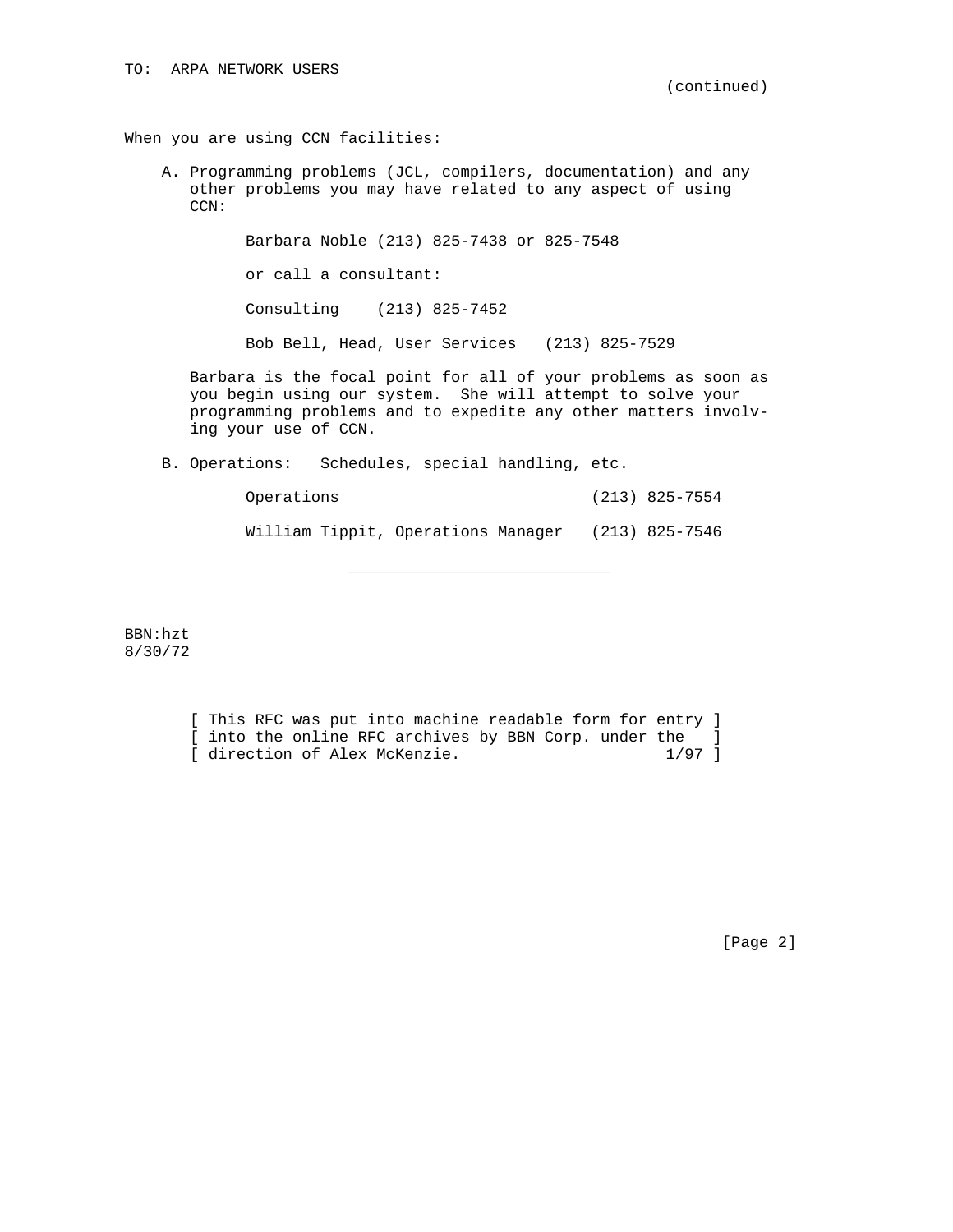TO: ARPA NETWORK USERS

(continued)

When you are using CCN facilities:

A. Programming problems (JCL, compilers, documentation) and any other problems you may have related to any aspect of using CCN:

Barbara Noble (213) 825-7438 or 825-7548

or call a consultant:

Consulting (213) 825-7452

Bob Bell, Head, User Services (213) 825-7529

Barbara is the focal point for all of your problems as soon as you begin using our system. She will attempt to solve your programming problems and to expedite any other matters involving your use of CCN.

B. Operations: Schedules, special handling, etc.

| | |
|---|---|
| Operations | (213) 825-7554 |
| William Tippit, Operations Manager | (213) 825-7546 |

---

BBN:hzt
8/30/72

[ This RFC was put into machine readable form for entry ]
[ into the online RFC archives by BBN Corp. under the ]
[ direction of Alex McKenzie. 1/97 ]